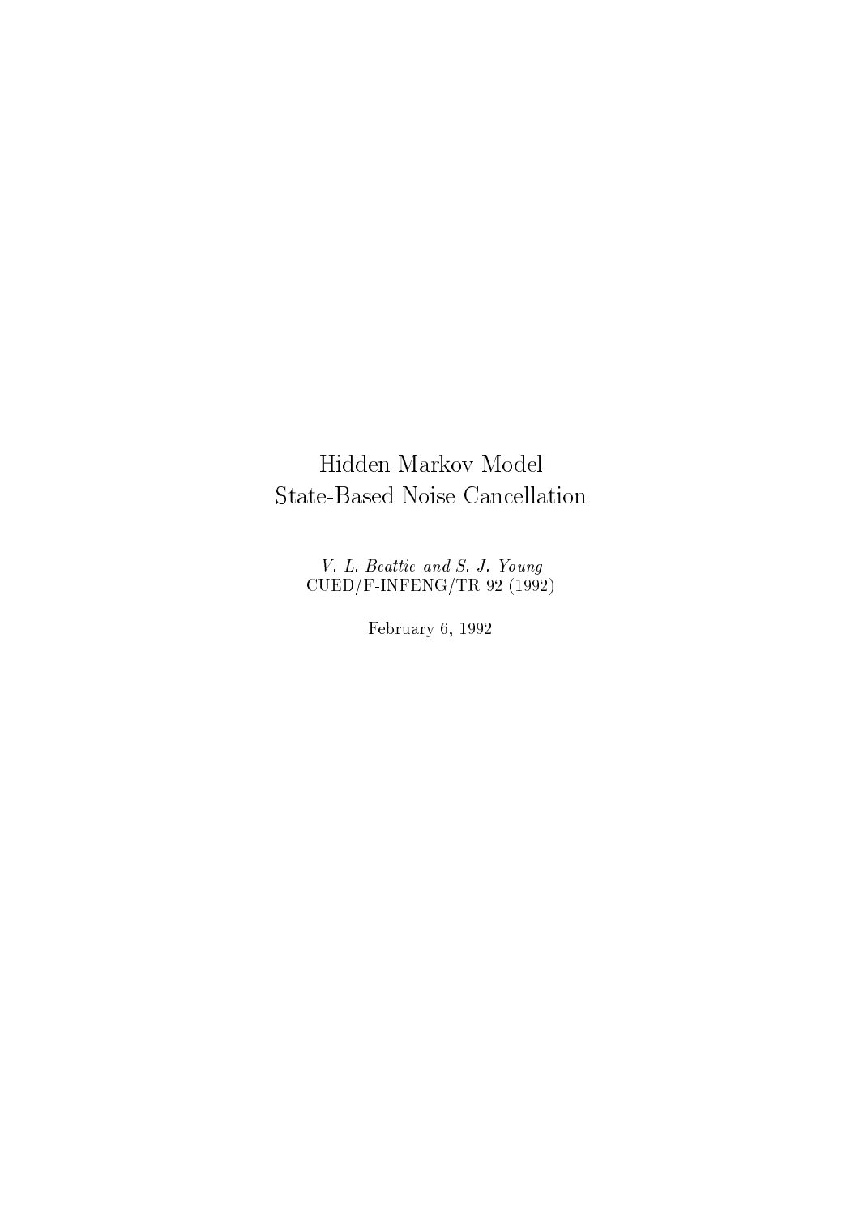# Hidden Markov Model
# State-Based Noise Cancellation

*V. L. Beattie and S. J. Young*
CUED/F-INFENG/TR 92 (1992)

February 6, 1992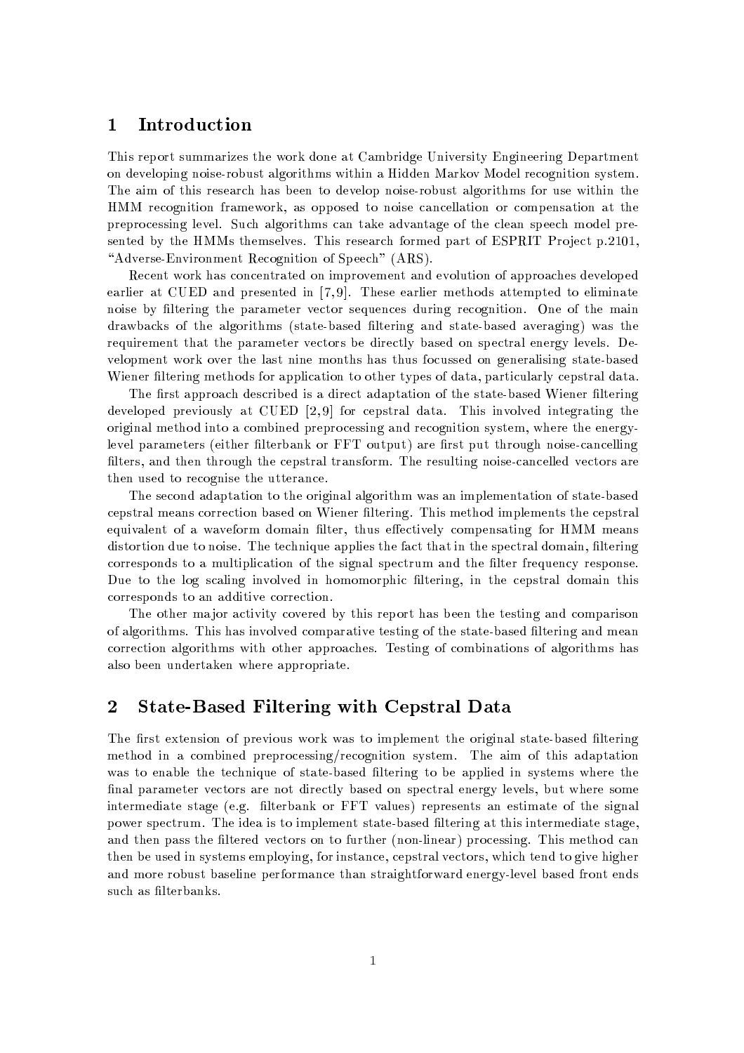## 1 Introduction

This report summarizes the work done at Cambridge University Engineering Department on developing noise-robust algorithms within a Hidden Markov Model recognition system. The aim of this research has been to develop noise-robust algorithms for use within the HMM recognition framework, as opposed to noise cancellation or compensation at the preprocessing level. Such algorithms can take advantage of the clean speech model presented by the HMMs themselves. This research formed part of ESPRIT Project p.2101, "Adverse-Environment Recognition of Speech" (ARS).

Recent work has concentrated on improvement and evolution of approaches developed earlier at CUED and presented in [7,9]. These earlier methods attempted to eliminate noise by filtering the parameter vector sequences during recognition. One of the main drawbacks of the algorithms (state-based filtering and state-based averaging) was the requirement that the parameter vectors be directly based on spectral energy levels. Development work over the last nine months has thus focussed on generalising state-based Wiener filtering methods for application to other types of data, particularly cepstral data.

The first approach described is a direct adaptation of the state-based Wiener filtering developed previously at CUED [2,9] for cepstral data. This involved integrating the original method into a combined preprocessing and recognition system, where the energy-level parameters (either filterbank or FFT output) are first put through noise-cancelling filters, and then through the cepstral transform. The resulting noise-cancelled vectors are then used to recognise the utterance.

The second adaptation to the original algorithm was an implementation of state-based cepstral means correction based on Wiener filtering. This method implements the cepstral equivalent of a waveform domain filter, thus effectively compensating for HMM means distortion due to noise. The technique applies the fact that in the spectral domain, filtering corresponds to a multiplication of the signal spectrum and the filter frequency response. Due to the log scaling involved in homomorphic filtering, in the cepstral domain this corresponds to an additive correction.

The other major activity covered by this report has been the testing and comparison of algorithms. This has involved comparative testing of the state-based filtering and mean correction algorithms with other approaches. Testing of combinations of algorithms has also been undertaken where appropriate.

## 2 State-Based Filtering with Cepstral Data

The first extension of previous work was to implement the original state-based filtering method in a combined preprocessing/recognition system. The aim of this adaptation was to enable the technique of state-based filtering to be applied in systems where the final parameter vectors are not directly based on spectral energy levels, but where some intermediate stage (e.g. filterbank or FFT values) represents an estimate of the signal power spectrum. The idea is to implement state-based filtering at this intermediate stage, and then pass the filtered vectors on to further (non-linear) processing. This method can then be used in systems employing, for instance, cepstral vectors, which tend to give higher and more robust baseline performance than straightforward energy-level based front ends such as filterbanks.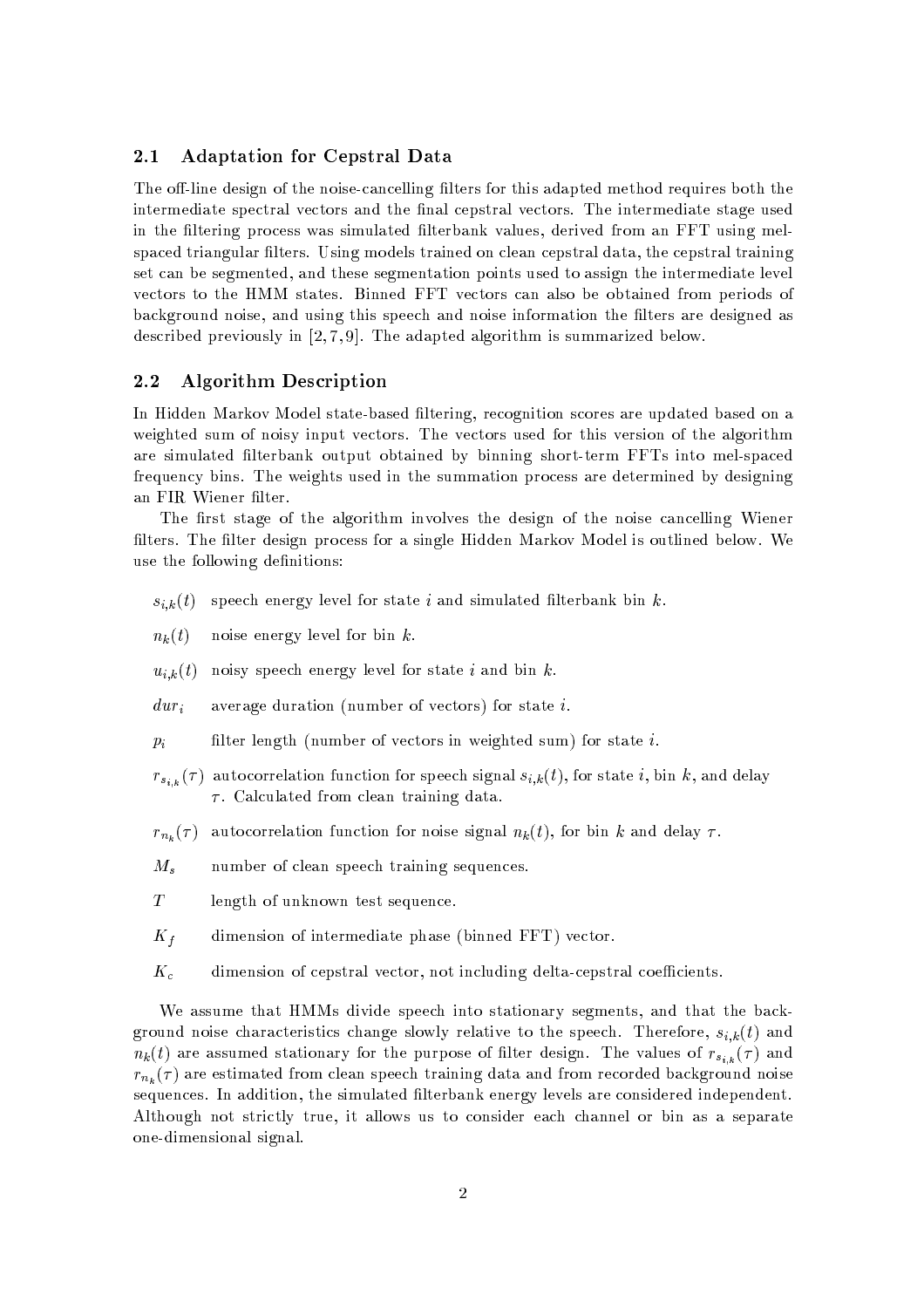### 2.1 Adaptation for Cepstral Data

The off-line design of the noise-cancelling filters for this adapted method requires both the intermediate spectral vectors and the final cepstral vectors. The intermediate stage used in the filtering process was simulated filterbank values, derived from an FFT using mel-spaced triangular filters. Using models trained on clean cepstral data, the cepstral training set can be segmented, and these segmentation points used to assign the intermediate level vectors to the HMM states. Binned FFT vectors can also be obtained from periods of background noise, and using this speech and noise information the filters are designed as described previously in [2, 7, 9]. The adapted algorithm is summarized below.

### 2.2 Algorithm Description

In Hidden Markov Model state-based filtering, recognition scores are updated based on a weighted sum of noisy input vectors. The vectors used for this version of the algorithm are simulated filterbank output obtained by binning short-term FFTs into mel-spaced frequency bins. The weights used in the summation process are determined by designing an FIR Wiener filter.

The first stage of the algorithm involves the design of the noise cancelling Wiener filters. The filter design process for a single Hidden Markov Model is outlined below. We use the following definitions:

- $s_{i,k}(t)$ speech energy level for state $i$ and simulated filterbank bin $k$.
- $n_k(t)$ noise energy level for bin $k$.
- $u_{i,k}(t)$ noisy speech energy level for state $i$ and bin $k$.
- $dur_i$ average duration (number of vectors) for state $i$.
- $p_i$ filter length (number of vectors in weighted sum) for state $i$.
- $r_{s_{i,k}}(\tau)$ autocorrelation function for speech signal $s_{i,k}(t)$, for state $i$, bin $k$, and delay $\tau$. Calculated from clean training data.
- $r_{n_k}(\tau)$ autocorrelation function for noise signal $n_k(t)$, for bin $k$ and delay $\tau$.
- $M_s$ number of clean speech training sequences.
- $T$ length of unknown test sequence.
- $K_f$ dimension of intermediate phase (binned FFT) vector.
- $K_c$ dimension of cepstral vector, not including delta-cepstral coefficients.

We assume that HMMs divide speech into stationary segments, and that the background noise characteristics change slowly relative to the speech. Therefore, $s_{i,k}(t)$ and $n_k(t)$ are assumed stationary for the purpose of filter design. The values of $r_{s_{i,k}}(\tau)$ and $r_{n_k}(\tau)$ are estimated from clean speech training data and from recorded background noise sequences. In addition, the simulated filterbank energy levels are considered independent. Although not strictly true, it allows us to consider each channel or bin as a separate one-dimensional signal.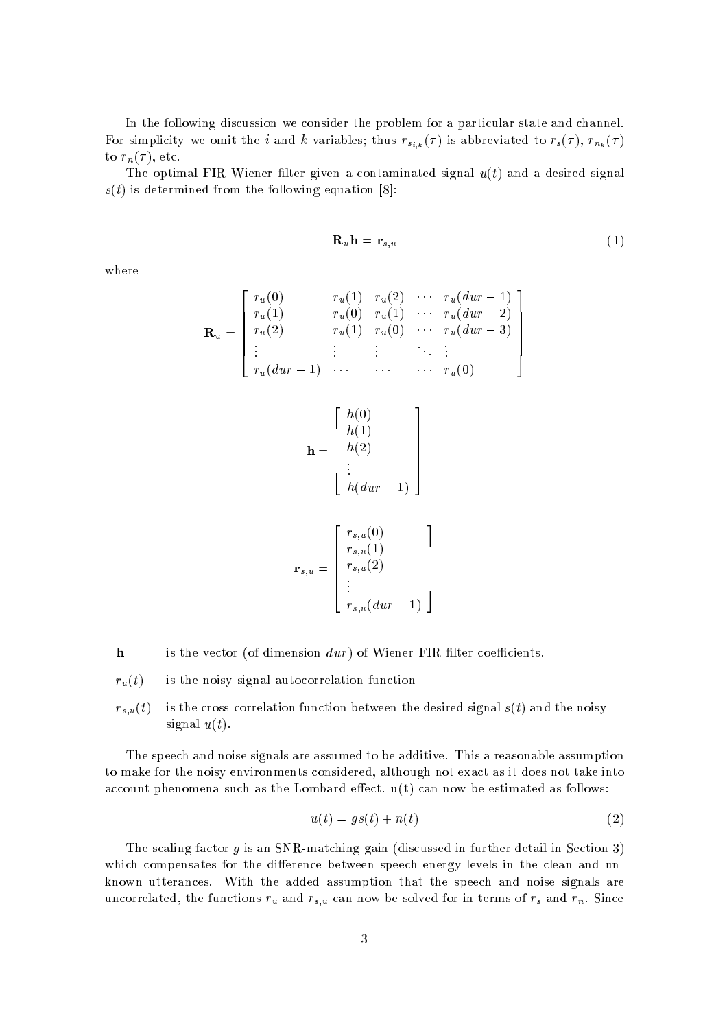In the following discussion we consider the problem for a particular state and channel. For simplicity we omit the $i$ and $k$ variables; thus $r_{s_{i,k}}(\tau)$ is abbreviated to $r_s(\tau)$, $r_{n_k}(\tau)$ to $r_n(\tau)$, etc.

The optimal FIR Wiener filter given a contaminated signal $u(t)$ and a desired signal $s(t)$ is determined from the following equation [8]:

$$\mathbf{R}_u \mathbf{h} = \mathbf{r}_{s,u} \tag{1}$$

where

$$\mathbf{R}_u = \begin{bmatrix} r_u(0) & r_u(1) & r_u(2) & \cdots & r_u(dur-1) \\ r_u(1) & r_u(0) & r_u(1) & \cdots & r_u(dur-2) \\ r_u(2) & r_u(1) & r_u(0) & \cdots & r_u(dur-3) \\ \vdots & \vdots & \vdots & \ddots & \vdots \\ r_u(dur-1) & \cdots & \cdots & \cdots & r_u(0) \end{bmatrix}$$

$$\mathbf{h} = \begin{bmatrix} h(0) \\ h(1) \\ h(2) \\ \vdots \\ h(dur-1) \end{bmatrix}$$

$$\mathbf{r}_{s,u} = \begin{bmatrix} r_{s,u}(0) \\ r_{s,u}(1) \\ r_{s,u}(2) \\ \vdots \\ r_{s,u}(dur-1) \end{bmatrix}$$

- $\mathbf{h}$ is the vector (of dimension $dur$) of Wiener FIR filter coefficients.
- $r_u(t)$ is the noisy signal autocorrelation function
- $r_{s,u}(t)$ is the cross-correlation function between the desired signal $s(t)$ and the noisy signal $u(t)$.

The speech and noise signals are assumed to be additive. This a reasonable assumption to make for the noisy environments considered, although not exact as it does not take into account phenomena such as the Lombard effect. u(t) can now be estimated as follows:

$$u(t) = gs(t) + n(t) \tag{2}$$

The scaling factor $g$ is an SNR-matching gain (discussed in further detail in Section 3) which compensates for the difference between speech energy levels in the clean and unknown utterances. With the added assumption that the speech and noise signals are uncorrelated, the functions $r_u$ and $r_{s,u}$ can now be solved for in terms of $r_s$ and $r_n$. Since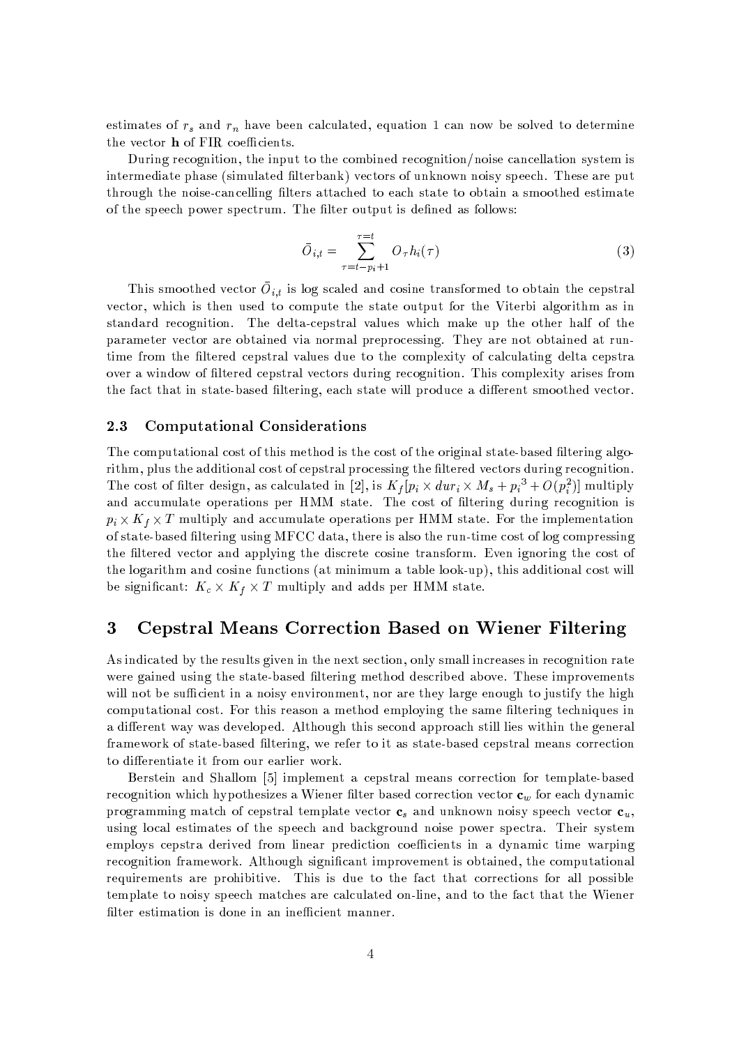estimates of $r_s$ and $r_n$ have been calculated, equation 1 can now be solved to determine the vector $\mathbf{h}$ of FIR coefficients.

During recognition, the input to the combined recognition/noise cancellation system is intermediate phase (simulated filterbank) vectors of unknown noisy speech. These are put through the noise-cancelling filters attached to each state to obtain a smoothed estimate of the speech power spectrum. The filter output is defined as follows:

$$\bar{O}_{i,t} = \sum_{\tau=t-p_i+1}^{\tau=t} O_\tau h_i(\tau) \tag{3}$$

This smoothed vector $\bar{O}_{i,t}$ is log scaled and cosine transformed to obtain the cepstral vector, which is then used to compute the state output for the Viterbi algorithm as in standard recognition. The delta-cepstral values which make up the other half of the parameter vector are obtained via normal preprocessing. They are not obtained at run-time from the filtered cepstral values due to the complexity of calculating delta cepstra over a window of filtered cepstral vectors during recognition. This complexity arises from the fact that in state-based filtering, each state will produce a different smoothed vector.

### 2.3 Computational Considerations

The computational cost of this method is the cost of the original state-based filtering algorithm, plus the additional cost of cepstral processing the filtered vectors during recognition. The cost of filter design, as calculated in [2], is $K_f[p_i \times dur_i \times M_s + p_i^3 + O(p_i^2)]$ multiply and accumulate operations per HMM state. The cost of filtering during recognition is $p_i \times K_f \times T$ multiply and accumulate operations per HMM state. For the implementation of state-based filtering using MFCC data, there is also the run-time cost of log compressing the filtered vector and applying the discrete cosine transform. Even ignoring the cost of the logarithm and cosine functions (at minimum a table look-up), this additional cost will be significant: $K_c \times K_f \times T$ multiply and adds per HMM state.

## 3 Cepstral Means Correction Based on Wiener Filtering

As indicated by the results given in the next section, only small increases in recognition rate were gained using the state-based filtering method described above. These improvements will not be sufficient in a noisy environment, nor are they large enough to justify the high computational cost. For this reason a method employing the same filtering techniques in a different way was developed. Although this second approach still lies within the general framework of state-based filtering, we refer to it as state-based cepstral means correction to differentiate it from our earlier work.

Berstein and Shallom [5] implement a cepstral means correction for template-based recognition which hypothesizes a Wiener filter based correction vector $\mathbf{c}_w$ for each dynamic programming match of cepstral template vector $\mathbf{c}_s$ and unknown noisy speech vector $\mathbf{c}_u$, using local estimates of the speech and background noise power spectra. Their system employs cepstra derived from linear prediction coefficients in a dynamic time warping recognition framework. Although significant improvement is obtained, the computational requirements are prohibitive. This is due to the fact that corrections for all possible template to noisy speech matches are calculated on-line, and to the fact that the Wiener filter estimation is done in an inefficient manner.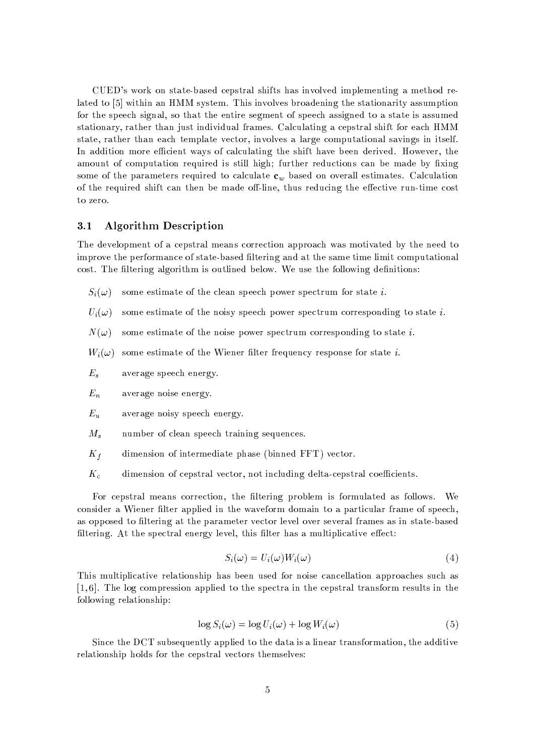CUED's work on state-based cepstral shifts has involved implementing a method related to [5] within an HMM system. This involves broadening the stationarity assumption for the speech signal, so that the entire segment of speech assigned to a state is assumed stationary, rather than just individual frames. Calculating a cepstral shift for each HMM state, rather than each template vector, involves a large computational savings in itself. In addition more efficient ways of calculating the shift have been derived. However, the amount of computation required is still high; further reductions can be made by fixing some of the parameters required to calculate $\mathbf{c}_w$ based on overall estimates. Calculation of the required shift can then be made off-line, thus reducing the effective run-time cost to zero.

## 3.1 Algorithm Description

The development of a cepstral means correction approach was motivated by the need to improve the performance of state-based filtering and at the same time limit computational cost. The filtering algorithm is outlined below. We use the following definitions:

- $S_i(\omega)$ some estimate of the clean speech power spectrum for state $i$.
- $U_i(\omega)$ some estimate of the noisy speech power spectrum corresponding to state $i$.
- $N(\omega)$ some estimate of the noise power spectrum corresponding to state $i$.
- $W_i(\omega)$ some estimate of the Wiener filter frequency response for state $i$.
- $E_s$ average speech energy.
- $E_n$ average noise energy.
- $E_u$ average noisy speech energy.
- $M_s$ number of clean speech training sequences.
- $K_f$ dimension of intermediate phase (binned FFT) vector.
- $K_c$ dimension of cepstral vector, not including delta-cepstral coefficients.

For cepstral means correction, the filtering problem is formulated as follows. We consider a Wiener filter applied in the waveform domain to a particular frame of speech, as opposed to filtering at the parameter vector level over several frames as in state-based filtering. At the spectral energy level, this filter has a multiplicative effect:

$$S_i(\omega) = U_i(\omega)W_i(\omega) \tag{4}$$

This multiplicative relationship has been used for noise cancellation approaches such as [1,6]. The log compression applied to the spectra in the cepstral transform results in the following relationship:

$$\log S_i(\omega) = \log U_i(\omega) + \log W_i(\omega) \tag{5}$$

Since the DCT subsequently applied to the data is a linear transformation, the additive relationship holds for the cepstral vectors themselves: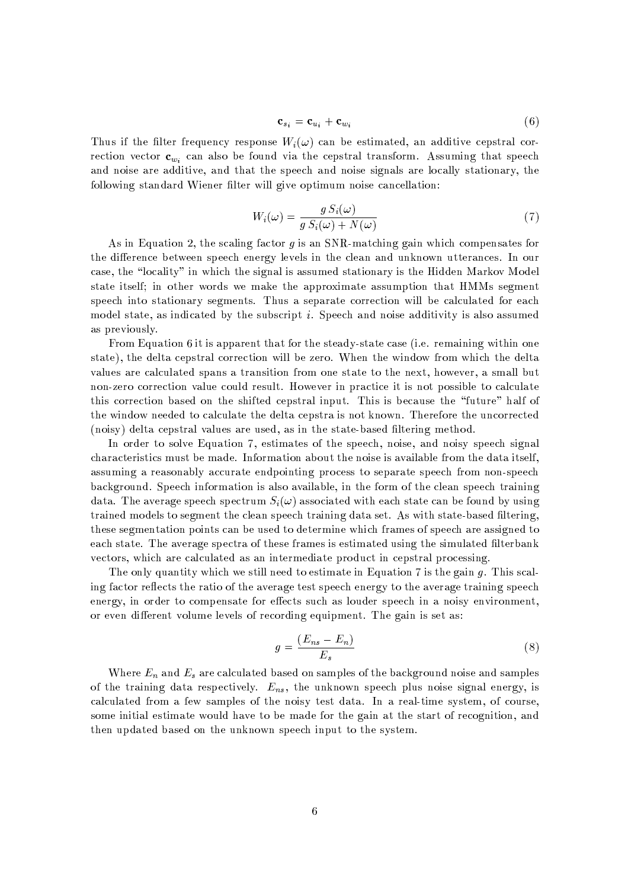$$\mathbf{c}_{s_i} = \mathbf{c}_{u_i} + \mathbf{c}_{w_i} \tag{6}$$

Thus if the filter frequency response $W_i(\omega)$ can be estimated, an additive cepstral correction vector $\mathbf{c}_{w_i}$ can also be found via the cepstral transform. Assuming that speech and noise are additive, and that the speech and noise signals are locally stationary, the following standard Wiener filter will give optimum noise cancellation:

$$W_i(\omega) = \frac{g\, S_i(\omega)}{g\, S_i(\omega) + N(\omega)} \tag{7}$$

As in Equation 2, the scaling factor $g$ is an SNR-matching gain which compensates for the difference between speech energy levels in the clean and unknown utterances. In our case, the "locality" in which the signal is assumed stationary is the Hidden Markov Model state itself; in other words we make the approximate assumption that HMMs segment speech into stationary segments. Thus a separate correction will be calculated for each model state, as indicated by the subscript $i$. Speech and noise additivity is also assumed as previously.

From Equation 6 it is apparent that for the steady-state case (i.e. remaining within one state), the delta cepstral correction will be zero. When the window from which the delta values are calculated spans a transition from one state to the next, however, a small but non-zero correction value could result. However in practice it is not possible to calculate this correction based on the shifted cepstral input. This is because the "future" half of the window needed to calculate the delta cepstra is not known. Therefore the uncorrected (noisy) delta cepstral values are used, as in the state-based filtering method.

In order to solve Equation 7, estimates of the speech, noise, and noisy speech signal characteristics must be made. Information about the noise is available from the data itself, assuming a reasonably accurate endpointing process to separate speech from non-speech background. Speech information is also available, in the form of the clean speech training data. The average speech spectrum $S_i(\omega)$ associated with each state can be found by using trained models to segment the clean speech training data set. As with state-based filtering, these segmentation points can be used to determine which frames of speech are assigned to each state. The average spectra of these frames is estimated using the simulated filterbank vectors, which are calculated as an intermediate product in cepstral processing.

The only quantity which we still need to estimate in Equation 7 is the gain $g$. This scaling factor reflects the ratio of the average test speech energy to the average training speech energy, in order to compensate for effects such as louder speech in a noisy environment, or even different volume levels of recording equipment. The gain is set as:

$$g = \frac{(E_{ns} - E_n)}{E_s} \tag{8}$$

Where $E_n$ and $E_s$ are calculated based on samples of the background noise and samples of the training data respectively. $E_{ns}$, the unknown speech plus noise signal energy, is calculated from a few samples of the noisy test data. In a real-time system, of course, some initial estimate would have to be made for the gain at the start of recognition, and then updated based on the unknown speech input to the system.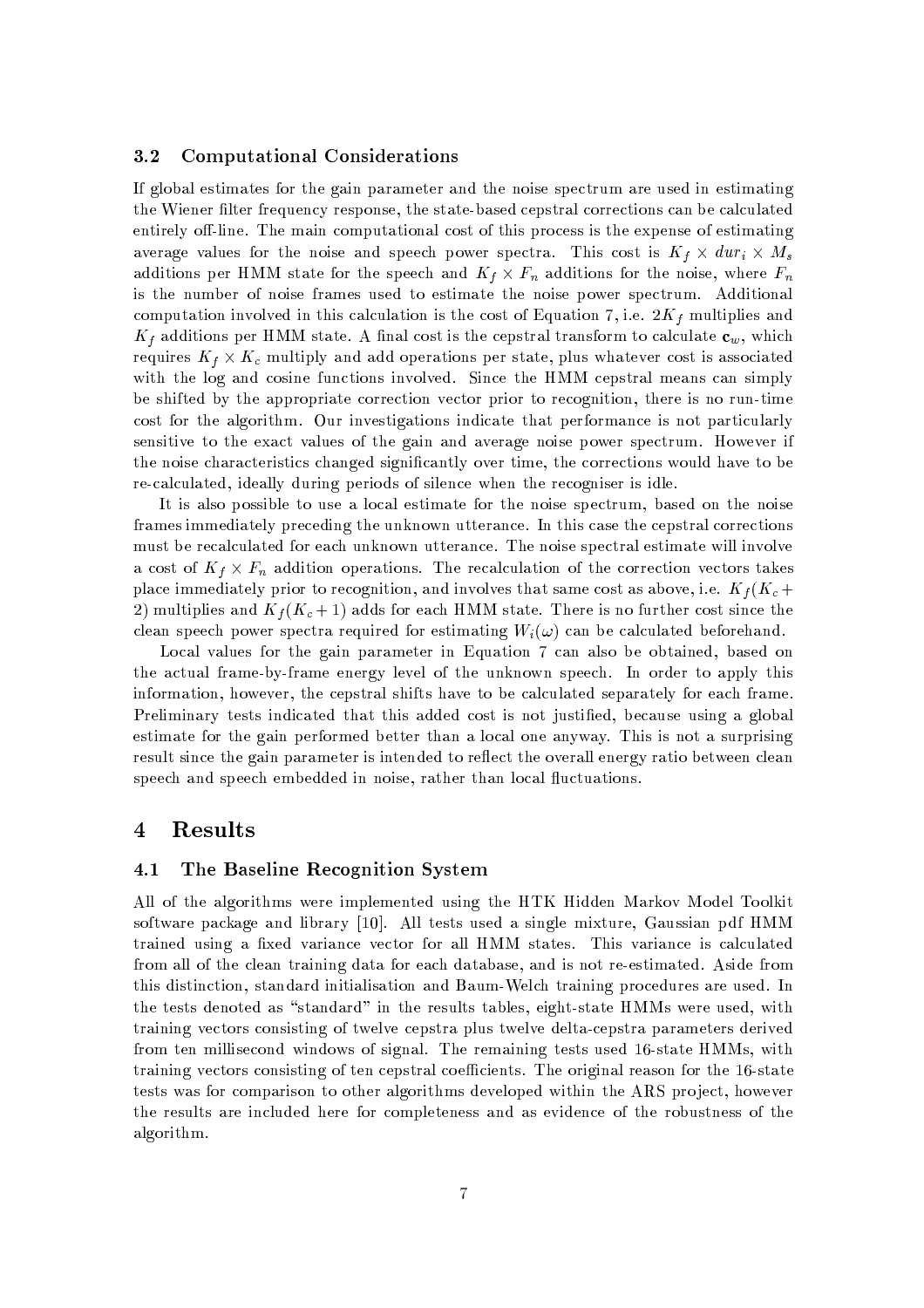### 3.2 Computational Considerations

If global estimates for the gain parameter and the noise spectrum are used in estimating the Wiener filter frequency response, the state-based cepstral corrections can be calculated entirely off-line. The main computational cost of this process is the expense of estimating average values for the noise and speech power spectra. This cost is $K_f \times dur_i \times M_s$ additions per HMM state for the speech and $K_f \times F_n$ additions for the noise, where $F_n$ is the number of noise frames used to estimate the noise power spectrum. Additional computation involved in this calculation is the cost of Equation 7, i.e. $2K_f$ multiplies and $K_f$ additions per HMM state. A final cost is the cepstral transform to calculate $\mathbf{c}_w$, which requires $K_f \times K_c$ multiply and add operations per state, plus whatever cost is associated with the log and cosine functions involved. Since the HMM cepstral means can simply be shifted by the appropriate correction vector prior to recognition, there is no run-time cost for the algorithm. Our investigations indicate that performance is not particularly sensitive to the exact values of the gain and average noise power spectrum. However if the noise characteristics changed significantly over time, the corrections would have to be re-calculated, ideally during periods of silence when the recogniser is idle.

It is also possible to use a local estimate for the noise spectrum, based on the noise frames immediately preceding the unknown utterance. In this case the cepstral corrections must be recalculated for each unknown utterance. The noise spectral estimate will involve a cost of $K_f \times F_n$ addition operations. The recalculation of the correction vectors takes place immediately prior to recognition, and involves that same cost as above, i.e. $K_f(K_c + 2)$ multiplies and $K_f(K_c + 1)$ adds for each HMM state. There is no further cost since the clean speech power spectra required for estimating $W_i(\omega)$ can be calculated beforehand.

Local values for the gain parameter in Equation 7 can also be obtained, based on the actual frame-by-frame energy level of the unknown speech. In order to apply this information, however, the cepstral shifts have to be calculated separately for each frame. Preliminary tests indicated that this added cost is not justified, because using a global estimate for the gain performed better than a local one anyway. This is not a surprising result since the gain parameter is intended to reflect the overall energy ratio between clean speech and speech embedded in noise, rather than local fluctuations.

## 4 Results

### 4.1 The Baseline Recognition System

All of the algorithms were implemented using the HTK Hidden Markov Model Toolkit software package and library [10]. All tests used a single mixture, Gaussian pdf HMM trained using a fixed variance vector for all HMM states. This variance is calculated from all of the clean training data for each database, and is not re-estimated. Aside from this distinction, standard initialisation and Baum-Welch training procedures are used. In the tests denoted as "standard" in the results tables, eight-state HMMs were used, with training vectors consisting of twelve cepstra plus twelve delta-cepstra parameters derived from ten millisecond windows of signal. The remaining tests used 16-state HMMs, with training vectors consisting of ten cepstral coefficients. The original reason for the 16-state tests was for comparison to other algorithms developed within the ARS project, however the results are included here for completeness and as evidence of the robustness of the algorithm.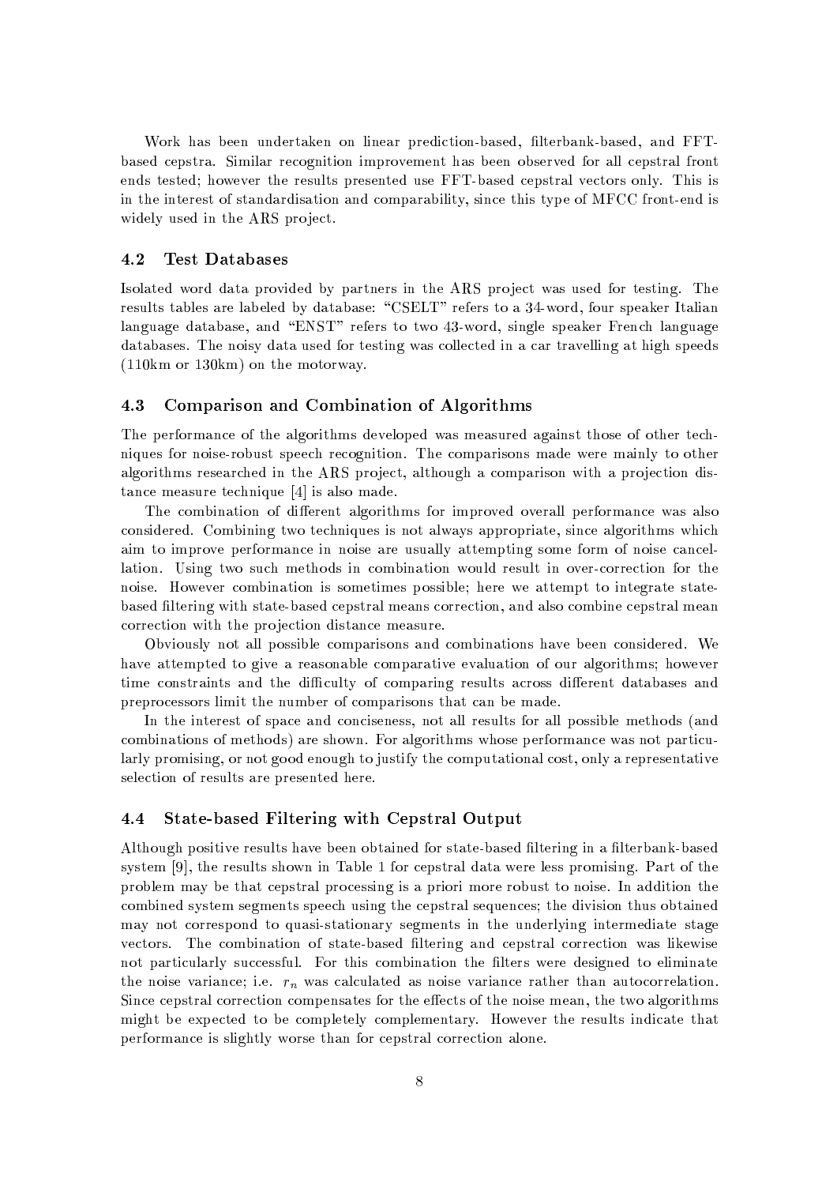Work has been undertaken on linear prediction-based, filterbank-based, and FFT-based cepstra. Similar recognition improvement has been observed for all cepstral front ends tested; however the results presented use FFT-based cepstral vectors only. This is in the interest of standardisation and comparability, since this type of MFCC front-end is widely used in the ARS project.

### 4.2 Test Databases

Isolated word data provided by partners in the ARS project was used for testing. The results tables are labeled by database: "CSELT" refers to a 34-word, four speaker Italian language database, and "ENST" refers to two 43-word, single speaker French language databases. The noisy data used for testing was collected in a car travelling at high speeds (110km or 130km) on the motorway.

### 4.3 Comparison and Combination of Algorithms

The performance of the algorithms developed was measured against those of other techniques for noise-robust speech recognition. The comparisons made were mainly to other algorithms researched in the ARS project, although a comparison with a projection distance measure technique [4] is also made.

The combination of different algorithms for improved overall performance was also considered. Combining two techniques is not always appropriate, since algorithms which aim to improve performance in noise are usually attempting some form of noise cancellation. Using two such methods in combination would result in over-correction for the noise. However combination is sometimes possible; here we attempt to integrate state-based filtering with state-based cepstral means correction, and also combine cepstral mean correction with the projection distance measure.

Obviously not all possible comparisons and combinations have been considered. We have attempted to give a reasonable comparative evaluation of our algorithms; however time constraints and the difficulty of comparing results across different databases and preprocessors limit the number of comparisons that can be made.

In the interest of space and conciseness, not all results for all possible methods (and combinations of methods) are shown. For algorithms whose performance was not particularly promising, or not good enough to justify the computational cost, only a representative selection of results are presented here.

### 4.4 State-based Filtering with Cepstral Output

Although positive results have been obtained for state-based filtering in a filterbank-based system [9], the results shown in Table 1 for cepstral data were less promising. Part of the problem may be that cepstral processing is a priori more robust to noise. In addition the combined system segments speech using the cepstral sequences; the division thus obtained may not correspond to quasi-stationary segments in the underlying intermediate stage vectors. The combination of state-based filtering and cepstral correction was likewise not particularly successful. For this combination the filters were designed to eliminate the noise variance; i.e. $r_n$ was calculated as noise variance rather than autocorrelation. Since cepstral correction compensates for the effects of the noise mean, the two algorithms might be expected to be completely complementary. However the results indicate that performance is slightly worse than for cepstral correction alone.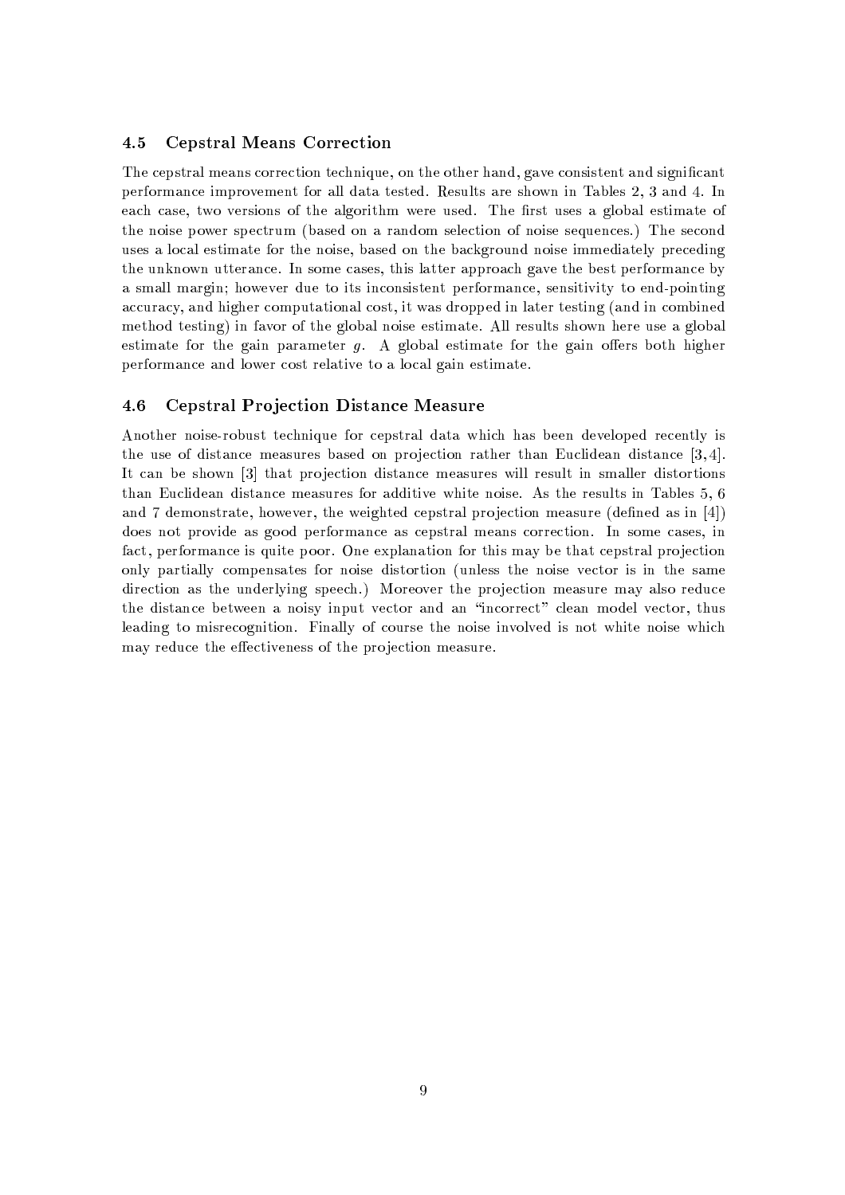### 4.5 Cepstral Means Correction

The cepstral means correction technique, on the other hand, gave consistent and significant performance improvement for all data tested. Results are shown in Tables 2, 3 and 4. In each case, two versions of the algorithm were used. The first uses a global estimate of the noise power spectrum (based on a random selection of noise sequences.) The second uses a local estimate for the noise, based on the background noise immediately preceding the unknown utterance. In some cases, this latter approach gave the best performance by a small margin; however due to its inconsistent performance, sensitivity to end-pointing accuracy, and higher computational cost, it was dropped in later testing (and in combined method testing) in favor of the global noise estimate. All results shown here use a global estimate for the gain parameter $g$. A global estimate for the gain offers both higher performance and lower cost relative to a local gain estimate.

### 4.6 Cepstral Projection Distance Measure

Another noise-robust technique for cepstral data which has been developed recently is the use of distance measures based on projection rather than Euclidean distance [3,4]. It can be shown [3] that projection distance measures will result in smaller distortions than Euclidean distance measures for additive white noise. As the results in Tables 5, 6 and 7 demonstrate, however, the weighted cepstral projection measure (defined as in [4]) does not provide as good performance as cepstral means correction. In some cases, in fact, performance is quite poor. One explanation for this may be that cepstral projection only partially compensates for noise distortion (unless the noise vector is in the same direction as the underlying speech.) Moreover the projection measure may also reduce the distance between a noisy input vector and an "incorrect" clean model vector, thus leading to misrecognition. Finally of course the noise involved is not white noise which may reduce the effectiveness of the projection measure.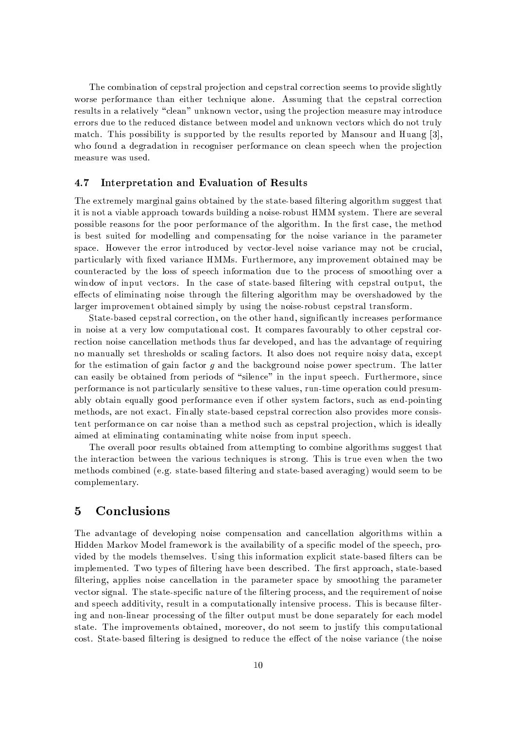The combination of cepstral projection and cepstral correction seems to provide slightly worse performance than either technique alone. Assuming that the cepstral correction results in a relatively "clean" unknown vector, using the projection measure may introduce errors due to the reduced distance between model and unknown vectors which do not truly match. This possibility is supported by the results reported by Mansour and Huang [3], who found a degradation in recogniser performance on clean speech when the projection measure was used.

### 4.7 Interpretation and Evaluation of Results

The extremely marginal gains obtained by the state-based filtering algorithm suggest that it is not a viable approach towards building a noise-robust HMM system. There are several possible reasons for the poor performance of the algorithm. In the first case, the method is best suited for modelling and compensating for the noise variance in the parameter space. However the error introduced by vector-level noise variance may not be crucial, particularly with fixed variance HMMs. Furthermore, any improvement obtained may be counteracted by the loss of speech information due to the process of smoothing over a window of input vectors. In the case of state-based filtering with cepstral output, the effects of eliminating noise through the filtering algorithm may be overshadowed by the larger improvement obtained simply by using the noise-robust cepstral transform.

State-based cepstral correction, on the other hand, significantly increases performance in noise at a very low computational cost. It compares favourably to other cepstral correction noise cancellation methods thus far developed, and has the advantage of requiring no manually set thresholds or scaling factors. It also does not require noisy data, except for the estimation of gain factor $g$ and the background noise power spectrum. The latter can easily be obtained from periods of "silence" in the input speech. Furthermore, since performance is not particularly sensitive to these values, run-time operation could presumably obtain equally good performance even if other system factors, such as end-pointing methods, are not exact. Finally state-based cepstral correction also provides more consistent performance on car noise than a method such as cepstral projection, which is ideally aimed at eliminating contaminating white noise from input speech.

The overall poor results obtained from attempting to combine algorithms suggest that the interaction between the various techniques is strong. This is true even when the two methods combined (e.g. state-based filtering and state-based averaging) would seem to be complementary.

## 5 Conclusions

The advantage of developing noise compensation and cancellation algorithms within a Hidden Markov Model framework is the availability of a specific model of the speech, provided by the models themselves. Using this information explicit state-based filters can be implemented. Two types of filtering have been described. The first approach, state-based filtering, applies noise cancellation in the parameter space by smoothing the parameter vector signal. The state-specific nature of the filtering process, and the requirement of noise and speech additivity, result in a computationally intensive process. This is because filtering and non-linear processing of the filter output must be done separately for each model state. The improvements obtained, moreover, do not seem to justify this computational cost. State-based filtering is designed to reduce the effect of the noise variance (the noise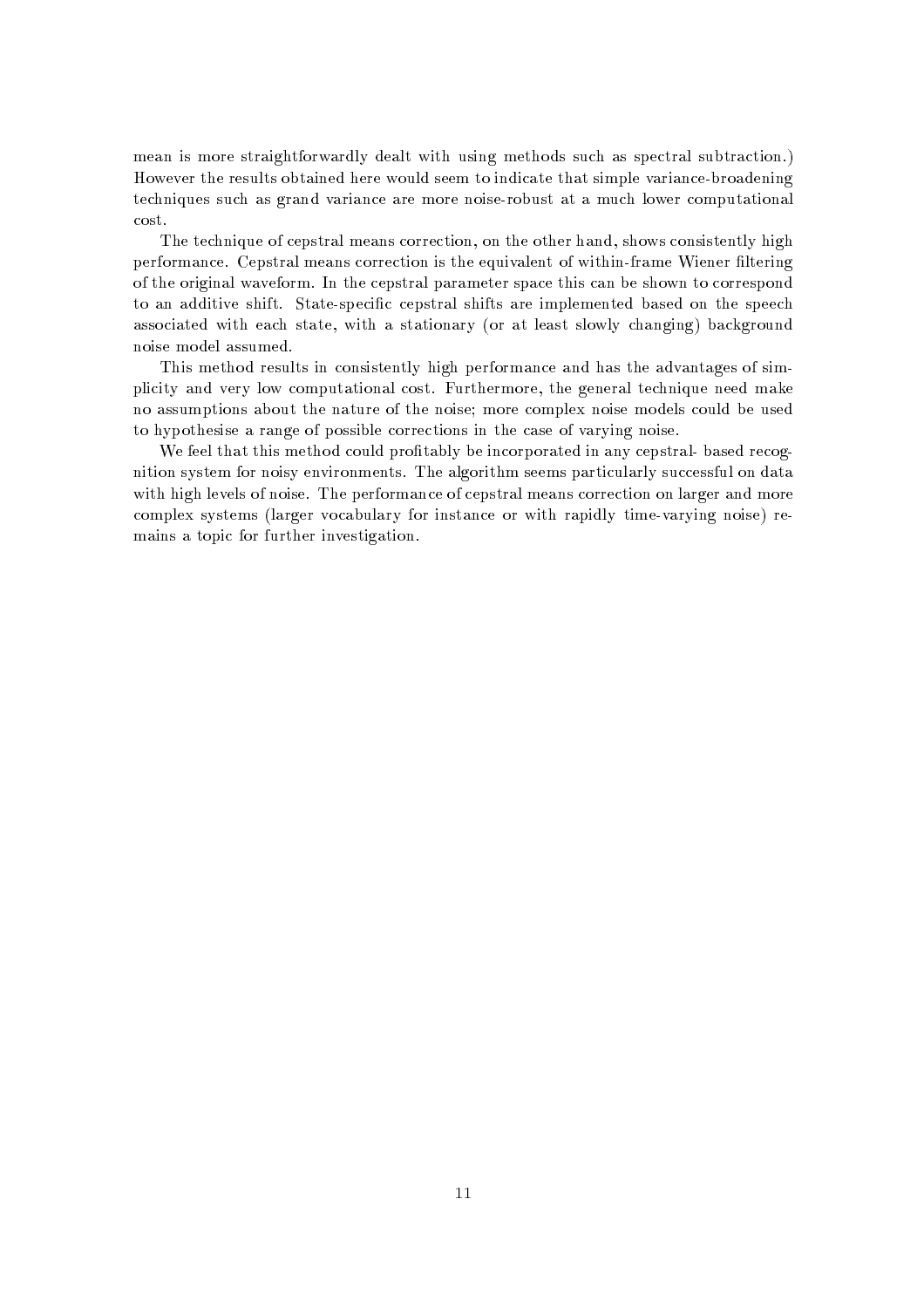mean is more straightforwardly dealt with using methods such as spectral subtraction.) However the results obtained here would seem to indicate that simple variance-broadening techniques such as grand variance are more noise-robust at a much lower computational cost.

The technique of cepstral means correction, on the other hand, shows consistently high performance. Cepstral means correction is the equivalent of within-frame Wiener filtering of the original waveform. In the cepstral parameter space this can be shown to correspond to an additive shift. State-specific cepstral shifts are implemented based on the speech associated with each state, with a stationary (or at least slowly changing) background noise model assumed.

This method results in consistently high performance and has the advantages of simplicity and very low computational cost. Furthermore, the general technique need make no assumptions about the nature of the noise; more complex noise models could be used to hypothesise a range of possible corrections in the case of varying noise.

We feel that this method could profitably be incorporated in any cepstral- based recognition system for noisy environments. The algorithm seems particularly successful on data with high levels of noise. The performance of cepstral means correction on larger and more complex systems (larger vocabulary for instance or with rapidly time-varying noise) remains a topic for further investigation.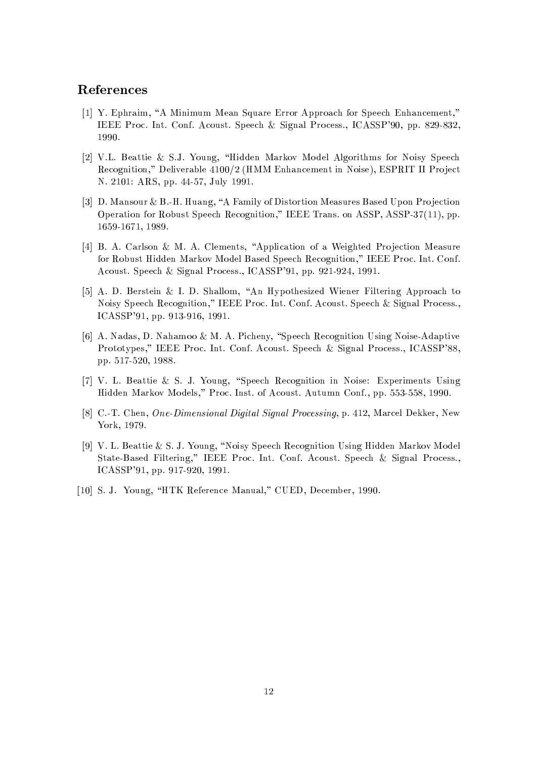## References

[1] Y. Ephraim, "A Minimum Mean Square Error Approach for Speech Enhancement," IEEE Proc. Int. Conf. Acoust. Speech & Signal Process., ICASSP'90, pp. 829-832, 1990.

[2] V.L. Beattie & S.J. Young, "Hidden Markov Model Algorithms for Noisy Speech Recognition," Deliverable 4100/2 (HMM Enhancement in Noise), ESPRIT II Project N. 2101: ARS, pp. 44-57, July 1991.

[3] D. Mansour & B.-H. Huang, "A Family of Distortion Measures Based Upon Projection Operation for Robust Speech Recognition," IEEE Trans. on ASSP, ASSP-37(11), pp. 1659-1671, 1989.

[4] B. A. Carlson & M. A. Clements, "Application of a Weighted Projection Measure for Robust Hidden Markov Model Based Speech Recognition," IEEE Proc. Int. Conf. Acoust. Speech & Signal Process., ICASSP'91, pp. 921-924, 1991.

[5] A. D. Berstein & I. D. Shallom, "An Hypothesized Wiener Filtering Approach to Noisy Speech Recognition," IEEE Proc. Int. Conf. Acoust. Speech & Signal Process., ICASSP'91, pp. 913-916, 1991.

[6] A. Nadas, D. Nahamoo & M. A. Picheny, "Speech Recognition Using Noise-Adaptive Prototypes," IEEE Proc. Int. Conf. Acoust. Speech & Signal Process., ICASSP'88, pp. 517-520, 1988.

[7] V. L. Beattie & S. J. Young, "Speech Recognition in Noise: Experiments Using Hidden Markov Models," Proc. Inst. of Acoust. Autumn Conf., pp. 553-558, 1990.

[8] C.-T. Chen, *One-Dimensional Digital Signal Processing*, p. 412, Marcel Dekker, New York, 1979.

[9] V. L. Beattie & S. J. Young, "Noisy Speech Recognition Using Hidden Markov Model State-Based Filtering," IEEE Proc. Int. Conf. Acoust. Speech & Signal Process., ICASSP'91, pp. 917-920, 1991.

[10] S. J. Young, "HTK Reference Manual," CUED, December, 1990.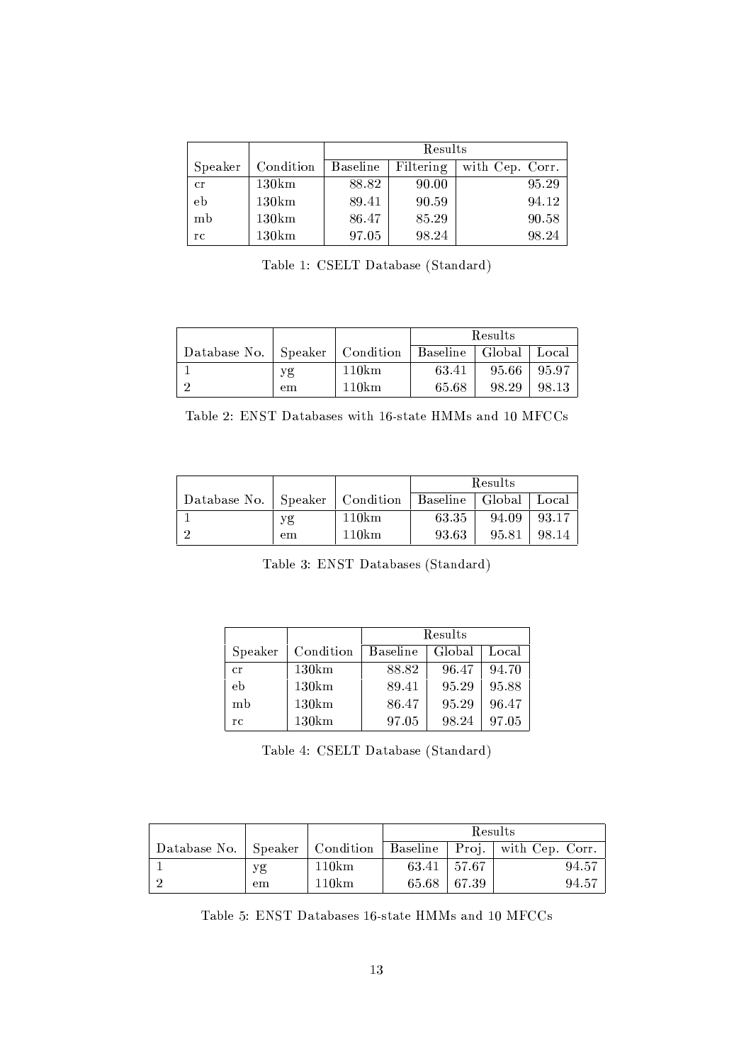| Speaker | Condition | Results | | |
|---|---|---|---|---|
| | | Baseline | Filtering | with Cep. Corr. |
| cr | 130km | 88.82 | 90.00 | 95.29 |
| eb | 130km | 89.41 | 90.59 | 94.12 |
| mb | 130km | 86.47 | 85.29 | 90.58 |
| rc | 130km | 97.05 | 98.24 | 98.24 |

Table 1: CSELT Database (Standard)

| Database No. | Speaker | Condition | Results | | |
|---|---|---|---|---|---|
| | | | Baseline | Global | Local |
| 1 | yg | 110km | 63.41 | 95.66 | 95.97 |
| 2 | em | 110km | 65.68 | 98.29 | 98.13 |

Table 2: ENST Databases with 16-state HMMs and 10 MFCCs

| Database No. | Speaker | Condition | Results | | |
|---|---|---|---|---|---|
| | | | Baseline | Global | Local |
| 1 | yg | 110km | 63.35 | 94.09 | 93.17 |
| 2 | em | 110km | 93.63 | 95.81 | 98.14 |

Table 3: ENST Databases (Standard)

| Speaker | Condition | Results | | |
|---|---|---|---|---|
| | | Baseline | Global | Local |
| cr | 130km | 88.82 | 96.47 | 94.70 |
| eb | 130km | 89.41 | 95.29 | 95.88 |
| mb | 130km | 86.47 | 95.29 | 96.47 |
| rc | 130km | 97.05 | 98.24 | 97.05 |

Table 4: CSELT Database (Standard)

| Database No. | Speaker | Condition | Results | | |
|---|---|---|---|---|---|
| | | | Baseline | Proj. | with Cep. Corr. |
| 1 | yg | 110km | 63.41 | 57.67 | 94.57 |
| 2 | em | 110km | 65.68 | 67.39 | 94.57 |

Table 5: ENST Databases 16-state HMMs and 10 MFCCs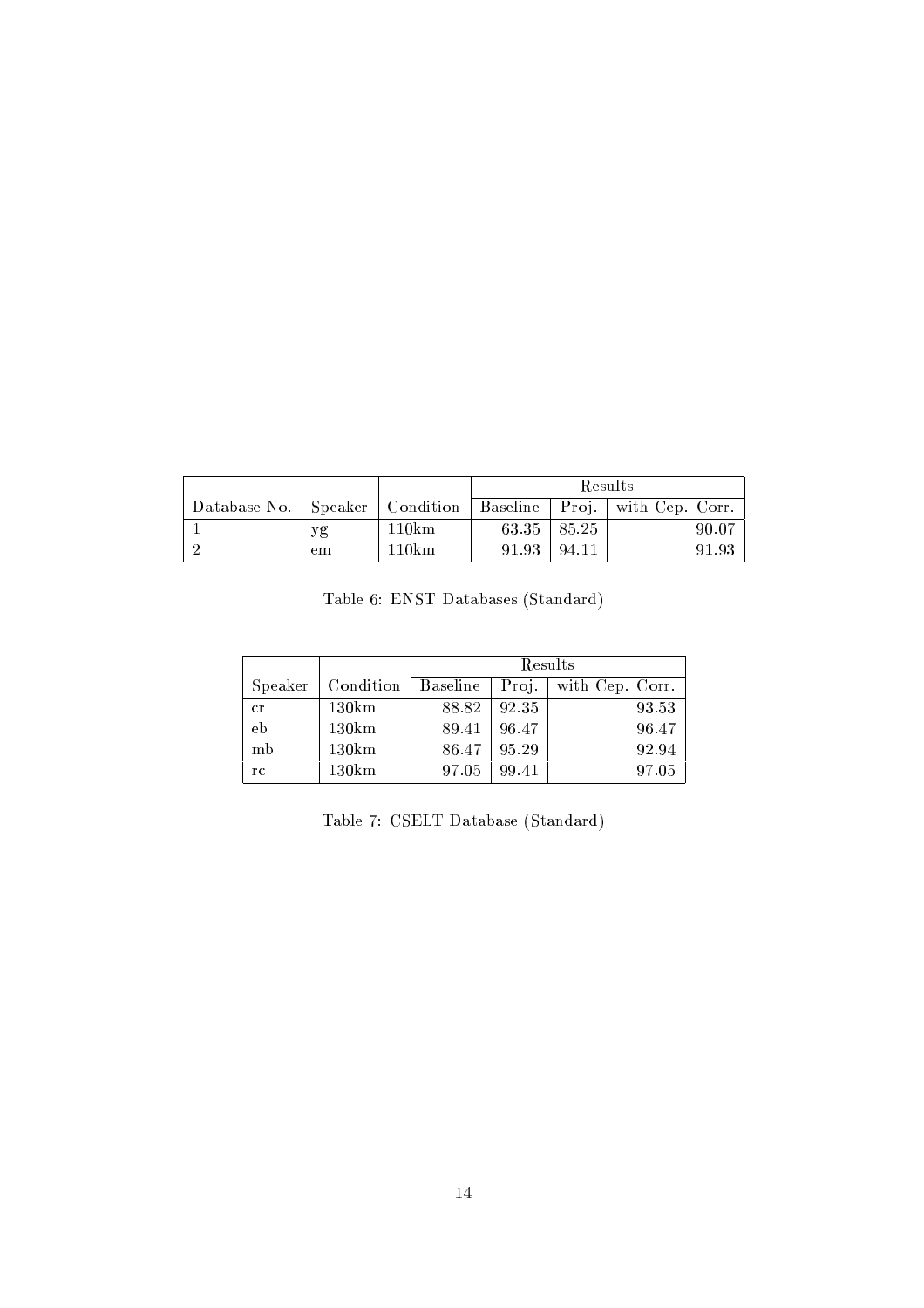| | | | Results | | |
|---|---|---|---|---|---|
| Database No. | Speaker | Condition | Baseline | Proj. | with Cep. Corr. |
| 1 | yg | 110km | 63.35 | 85.25 | 90.07 |
| 2 | em | 110km | 91.93 | 94.11 | 91.93 |

Table 6: ENST Databases (Standard)

| | | Results | | |
|---|---|---|---|---|
| Speaker | Condition | Baseline | Proj. | with Cep. Corr. |
| cr | 130km | 88.82 | 92.35 | 93.53 |
| eb | 130km | 89.41 | 96.47 | 96.47 |
| mb | 130km | 86.47 | 95.29 | 92.94 |
| rc | 130km | 97.05 | 99.41 | 97.05 |

Table 7: CSELT Database (Standard)